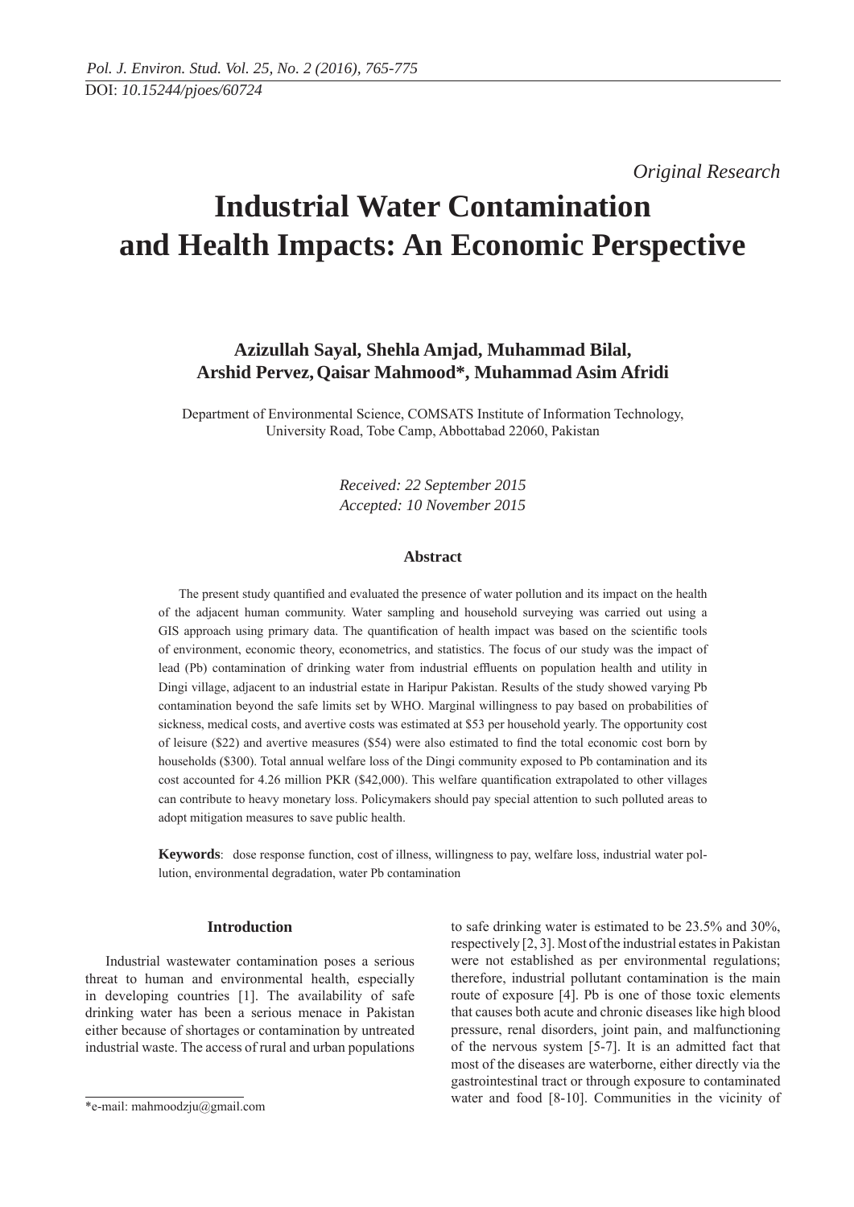*Original Research*

# Industrial Water Contamination and Health Impacts: An Economic Perspective

**Azizullah Sayal, Shehla Amjad, Muhammad Bilal, Arshid Pervez, Qaisar Mahmood*, Muhammad Asim Afridi**

Department of Environmental Science, COMSATS Institute of Information Technology, University Road, Tobe Camp, Abbottabad 22060, Pakistan

*Received: 22 September 2015*
*Accepted: 10 November 2015*

### Abstract

The present study quantified and evaluated the presence of water pollution and its impact on the health of the adjacent human community. Water sampling and household surveying was carried out using a GIS approach using primary data. The quantification of health impact was based on the scientific tools of environment, economic theory, econometrics, and statistics. The focus of our study was the impact of lead (Pb) contamination of drinking water from industrial effluents on population health and utility in Dingi village, adjacent to an industrial estate in Haripur Pakistan. Results of the study showed varying Pb contamination beyond the safe limits set by WHO. Marginal willingness to pay based on probabilities of sickness, medical costs, and avertive costs was estimated at $53 per household yearly. The opportunity cost of leisure ($22) and avertive measures ($54) were also estimated to find the total economic cost born by households ($300). Total annual welfare loss of the Dingi community exposed to Pb contamination and its cost accounted for 4.26 million PKR ($42,000). This welfare quantification extrapolated to other villages can contribute to heavy monetary loss. Policymakers should pay special attention to such polluted areas to adopt mitigation measures to save public health.

**Keywords**: dose response function, cost of illness, willingness to pay, welfare loss, industrial water pollution, environmental degradation, water Pb contamination

## Introduction

Industrial wastewater contamination poses a serious threat to human and environmental health, especially in developing countries [1]. The availability of safe drinking water has been a serious menace in Pakistan either because of shortages or contamination by untreated industrial waste. The access of rural and urban populations to safe drinking water is estimated to be 23.5% and 30%, respectively [2, 3]. Most of the industrial estates in Pakistan were not established as per environmental regulations; therefore, industrial pollutant contamination is the main route of exposure [4]. Pb is one of those toxic elements that causes both acute and chronic diseases like high blood pressure, renal disorders, joint pain, and malfunctioning of the nervous system [5-7]. It is an admitted fact that most of the diseases are waterborne, either directly via the gastrointestinal tract or through exposure to contaminated water and food [8-10]. Communities in the vicinity of

*e-mail: mahmoodzju@gmail.com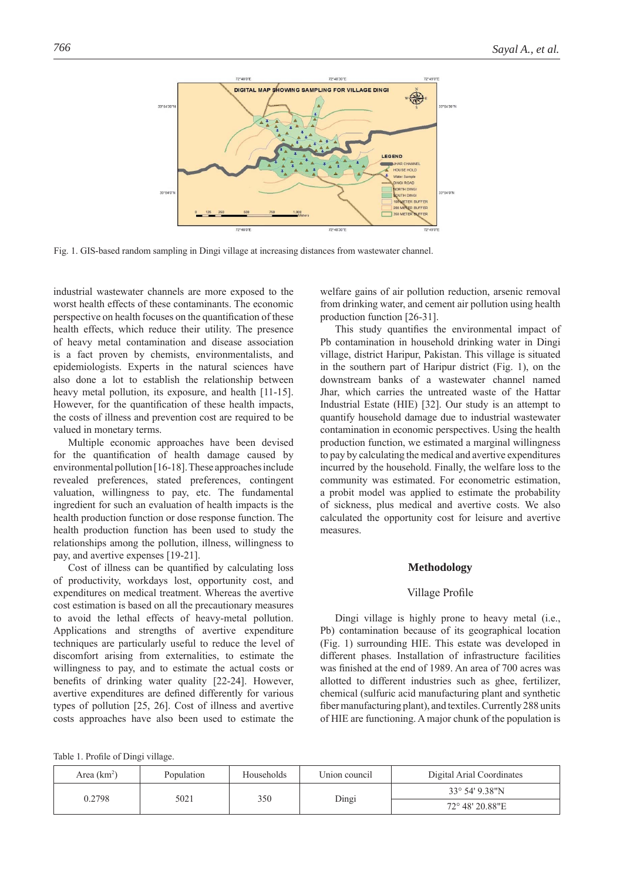Fig. 1. GIS-based random sampling in Dingi village at increasing distances from wastewater channel.

industrial wastewater channels are more exposed to the worst health effects of these contaminants. The economic perspective on health focuses on the quantification of these health effects, which reduce their utility. The presence of heavy metal contamination and disease association is a fact proven by chemists, environmentalists, and epidemiologists. Experts in the natural sciences have also done a lot to establish the relationship between heavy metal pollution, its exposure, and health [11-15]. However, for the quantification of these health impacts, the costs of illness and prevention cost are required to be valued in monetary terms.

Multiple economic approaches have been devised for the quantification of health damage caused by environmental pollution [16-18]. These approaches include revealed preferences, stated preferences, contingent valuation, willingness to pay, etc. The fundamental ingredient for such an evaluation of health impacts is the health production function or dose response function. The health production function has been used to study the relationships among the pollution, illness, willingness to pay, and avertive expenses [19-21].

Cost of illness can be quantified by calculating loss of productivity, workdays lost, opportunity cost, and expenditures on medical treatment. Whereas the avertive cost estimation is based on all the precautionary measures to avoid the lethal effects of heavy-metal pollution. Applications and strengths of avertive expenditure techniques are particularly useful to reduce the level of discomfort arising from externalities, to estimate the willingness to pay, and to estimate the actual costs or benefits of drinking water quality [22-24]. However, avertive expenditures are defined differently for various types of pollution [25, 26]. Cost of illness and avertive costs approaches have also been used to estimate the welfare gains of air pollution reduction, arsenic removal from drinking water, and cement air pollution using health production function [26-31].

This study quantifies the environmental impact of Pb contamination in household drinking water in Dingi village, district Haripur, Pakistan. This village is situated in the southern part of Haripur district (Fig. 1), on the downstream banks of a wastewater channel named Jhar, which carries the untreated waste of the Hattar Industrial Estate (HIE) [32]. Our study is an attempt to quantify household damage due to industrial wastewater contamination in economic perspectives. Using the health production function, we estimated a marginal willingness to pay by calculating the medical and avertive expenditures incurred by the household. Finally, the welfare loss to the community was estimated. For econometric estimation, a probit model was applied to estimate the probability of sickness, plus medical and avertive costs. We also calculated the opportunity cost for leisure and avertive measures.

## Methodology

### Village Profile

Dingi village is highly prone to heavy metal (i.e., Pb) contamination because of its geographical location (Fig. 1) surrounding HIE. This estate was developed in different phases. Installation of infrastructure facilities was finished at the end of 1989. An area of 700 acres was allotted to different industries such as ghee, fertilizer, chemical (sulfuric acid manufacturing plant and synthetic fiber manufacturing plant), and textiles. Currently 288 units of HIE are functioning. A major chunk of the population is

Table 1. Profile of Dingi village.

| Area (km$^2$) | Population | Households | Union council | Digital Arial Coordinates |
|---|---|---|---|---|
| 0.2798 | 5021 | 350 | Dingi | 33° 54' 9.38"N |
| | | | | 72° 48' 20.88"E |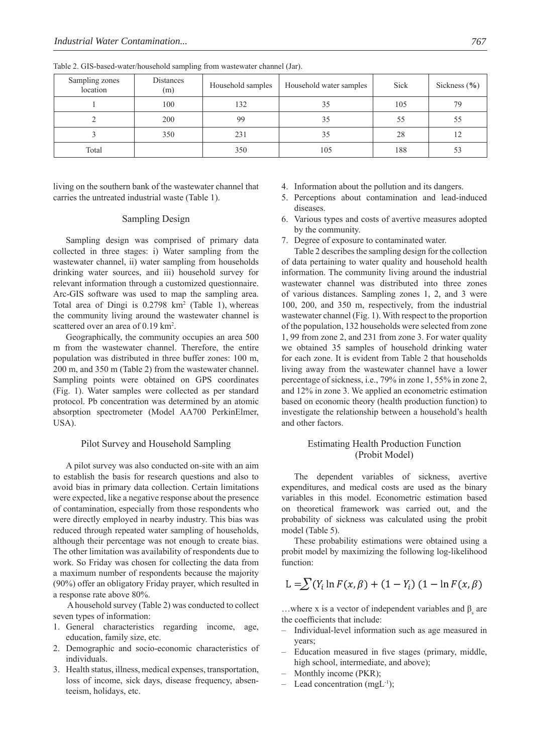Table 2. GIS-based-water/household sampling from wastewater channel (Jar).

| Sampling zones location | Distances (m) | Household samples | Household water samples | Sick | Sickness (%) |
|---|---|---|---|---|---|
| 1 | 100 | 132 | 35 | 105 | 79 |
| 2 | 200 | 99 | 35 | 55 | 55 |
| 3 | 350 | 231 | 35 | 28 | 12 |
| Total | | 350 | 105 | 188 | 53 |

living on the southern bank of the wastewater channel that carries the untreated industrial waste (Table 1).

## Sampling Design

Sampling design was comprised of primary data collected in three stages: i) Water sampling from the wastewater channel, ii) water sampling from households drinking water sources, and iii) household survey for relevant information through a customized questionnaire. Arc-GIS software was used to map the sampling area. Total area of Dingi is 0.2798 $km^2$ (Table 1), whereas the community living around the wastewater channel is scattered over an area of 0.19 $km^2$.

Geographically, the community occupies an area 500 m from the wastewater channel. Therefore, the entire population was distributed in three buffer zones: 100 m, 200 m, and 350 m (Table 2) from the wastewater channel. Sampling points were obtained on GPS coordinates (Fig. 1). Water samples were collected as per standard protocol. Pb concentration was determined by an atomic absorption spectrometer (Model AA700 PerkinElmer, USA).

## Pilot Survey and Household Sampling

A pilot survey was also conducted on-site with an aim to establish the basis for research questions and also to avoid bias in primary data collection. Certain limitations were expected, like a negative response about the presence of contamination, especially from those respondents who were directly employed in nearby industry. This bias was reduced through repeated water sampling of households, although their percentage was not enough to create bias. The other limitation was availability of respondents due to work. So Friday was chosen for collecting the data from a maximum number of respondents because the majority (90%) offer an obligatory Friday prayer, which resulted in a response rate above 80%.

A household survey (Table 2) was conducted to collect seven types of information:

1. General characteristics regarding income, age, education, family size, etc.
2. Demographic and socio-economic characteristics of individuals.
3. Health status, illness, medical expenses, transportation, loss of income, sick days, disease frequency, absenteeism, holidays, etc.
4. Information about the pollution and its dangers.
5. Perceptions about contamination and lead-induced diseases.
6. Various types and costs of avertive measures adopted by the community.
7. Degree of exposure to contaminated water.

Table 2 describes the sampling design for the collection of data pertaining to water quality and household health information. The community living around the industrial wastewater channel was distributed into three zones of various distances. Sampling zones 1, 2, and 3 were 100, 200, and 350 m, respectively, from the industrial wastewater channel (Fig. 1). With respect to the proportion of the population, 132 households were selected from zone 1, 99 from zone 2, and 231 from zone 3. For water quality we obtained 35 samples of household drinking water for each zone. It is evident from Table 2 that households living away from the wastewater channel have a lower percentage of sickness, i.e., 79% in zone 1, 55% in zone 2, and 12% in zone 3. We applied an econometric estimation based on economic theory (health production function) to investigate the relationship between a household's health and other factors.

## Estimating Health Production Function (Probit Model)

The dependent variables of sickness, avertive expenditures, and medical costs are used as the binary variables in this model. Econometric estimation based on theoretical framework was carried out, and the probability of sickness was calculated using the probit model (Table 5).

These probability estimations were obtained using a probit model by maximizing the following log-likelihood function:

$$L = \sum (Y_i \ln F(x, \beta) + (1 - Y_i)\ (1 - \ln F(x, \beta)$$

…where x is a vector of independent variables and $\beta_s$ are the coefficients that include:

- Individual-level information such as age measured in years;
- Education measured in five stages (primary, middle, high school, intermediate, and above);
- Monthly income (PKR);
- Lead concentration ($mgL^{-1}$);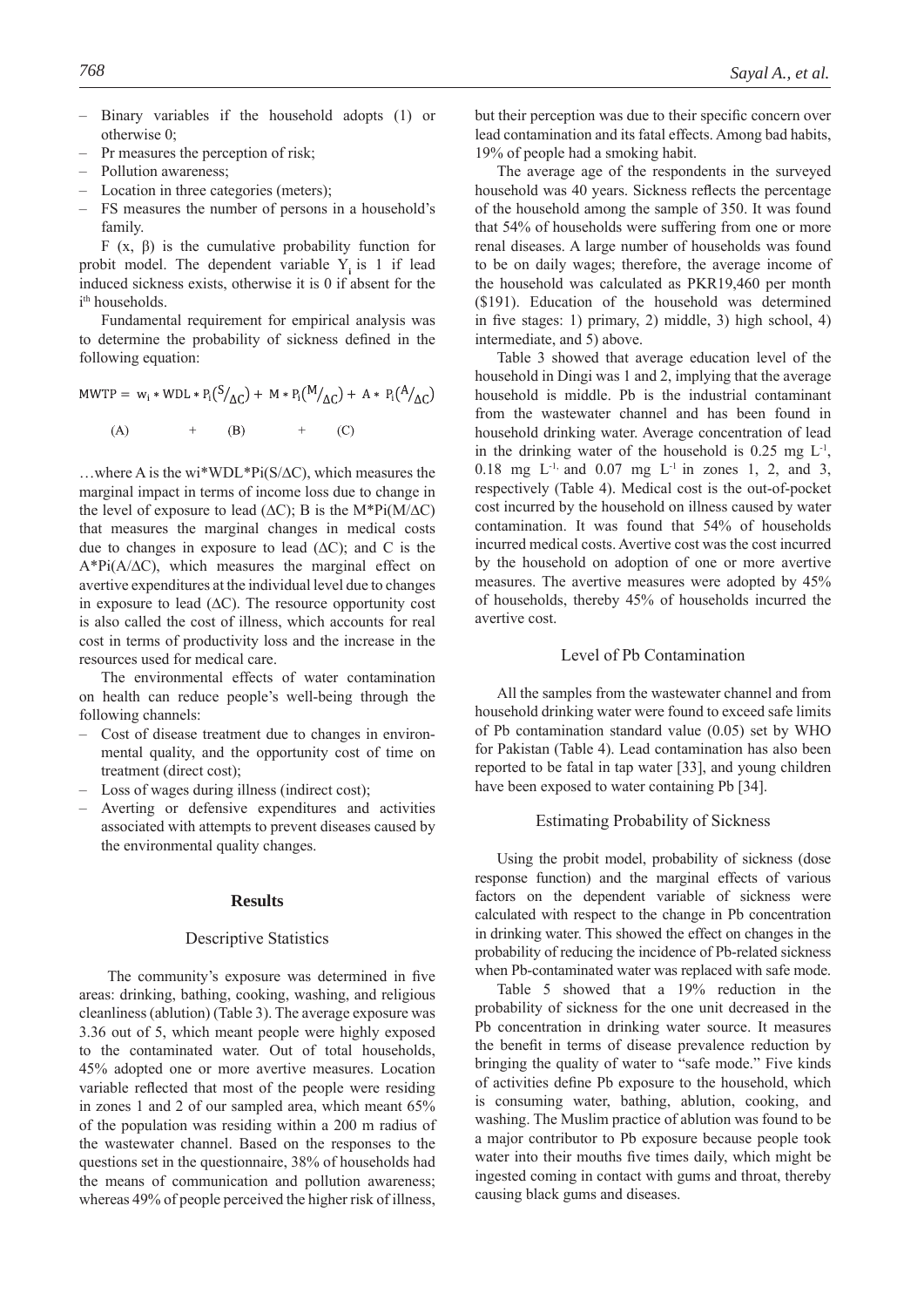- Binary variables if the household adopts (1) or otherwise 0;
- Pr measures the perception of risk;
- Pollution awareness;
- Location in three categories (meters);
- FS measures the number of persons in a household's family.

F (x, β) is the cumulative probability function for probit model. The dependent variable $Y_i$ is 1 if lead induced sickness exists, otherwise it is 0 if absent for the $i^{th}$ households.

Fundamental requirement for empirical analysis was to determine the probability of sickness defined in the following equation:

$$MWTP = \underbrace{w_i * WDL * P_i(S/_{\Delta C})}_{(A)} + \underbrace{M * P_i(M/_{\Delta C})}_{(B)} + \underbrace{A * P_i(A/_{\Delta C})}_{(C)}$$

…where A is the wi*WDL*Pi(S/ΔC), which measures the marginal impact in terms of income loss due to change in the level of exposure to lead (ΔC); B is the M*Pi(M/ΔC) that measures the marginal changes in medical costs due to changes in exposure to lead (ΔC); and C is the A*Pi(A/ΔC), which measures the marginal effect on avertive expenditures at the individual level due to changes in exposure to lead (ΔC). The resource opportunity cost is also called the cost of illness, which accounts for real cost in terms of productivity loss and the increase in the resources used for medical care.

The environmental effects of water contamination on health can reduce people's well-being through the following channels:

- Cost of disease treatment due to changes in environmental quality, and the opportunity cost of time on treatment (direct cost);
- Loss of wages during illness (indirect cost);
- Averting or defensive expenditures and activities associated with attempts to prevent diseases caused by the environmental quality changes.

## Results

### Descriptive Statistics

The community's exposure was determined in five areas: drinking, bathing, cooking, washing, and religious cleanliness (ablution) (Table 3). The average exposure was 3.36 out of 5, which meant people were highly exposed to the contaminated water. Out of total households, 45% adopted one or more avertive measures. Location variable reflected that most of the people were residing in zones 1 and 2 of our sampled area, which meant 65% of the population was residing within a 200 m radius of the wastewater channel. Based on the responses to the questions set in the questionnaire, 38% of households had the means of communication and pollution awareness; whereas 49% of people perceived the higher risk of illness, but their perception was due to their specific concern over lead contamination and its fatal effects. Among bad habits, 19% of people had a smoking habit.

The average age of the respondents in the surveyed household was 40 years. Sickness reflects the percentage of the household among the sample of 350. It was found that 54% of households were suffering from one or more renal diseases. A large number of households was found to be on daily wages; therefore, the average income of the household was calculated as PKR19,460 per month ($191). Education of the household was determined in five stages: 1) primary, 2) middle, 3) high school, 4) intermediate, and 5) above.

Table 3 showed that average education level of the household in Dingi was 1 and 2, implying that the average household is middle. Pb is the industrial contaminant from the wastewater channel and has been found in household drinking water. Average concentration of lead in the drinking water of the household is 0.25 mg $L^{-1}$, 0.18 mg $L^{-1}$, and 0.07 mg $L^{-1}$ in zones 1, 2, and 3, respectively (Table 4). Medical cost is the out-of-pocket cost incurred by the household on illness caused by water contamination. It was found that 54% of households incurred medical costs. Avertive cost was the cost incurred by the household on adoption of one or more avertive measures. The avertive measures were adopted by 45% of households, thereby 45% of households incurred the avertive cost.

### Level of Pb Contamination

All the samples from the wastewater channel and from household drinking water were found to exceed safe limits of Pb contamination standard value (0.05) set by WHO for Pakistan (Table 4). Lead contamination has also been reported to be fatal in tap water [33], and young children have been exposed to water containing Pb [34].

### Estimating Probability of Sickness

Using the probit model, probability of sickness (dose response function) and the marginal effects of various factors on the dependent variable of sickness were calculated with respect to the change in Pb concentration in drinking water. This showed the effect on changes in the probability of reducing the incidence of Pb-related sickness when Pb-contaminated water was replaced with safe mode.

Table 5 showed that a 19% reduction in the probability of sickness for the one unit decreased in the Pb concentration in drinking water source. It measures the benefit in terms of disease prevalence reduction by bringing the quality of water to "safe mode." Five kinds of activities define Pb exposure to the household, which is consuming water, bathing, ablution, cooking, and washing. The Muslim practice of ablution was found to be a major contributor to Pb exposure because people took water into their mouths five times daily, which might be ingested coming in contact with gums and throat, thereby causing black gums and diseases.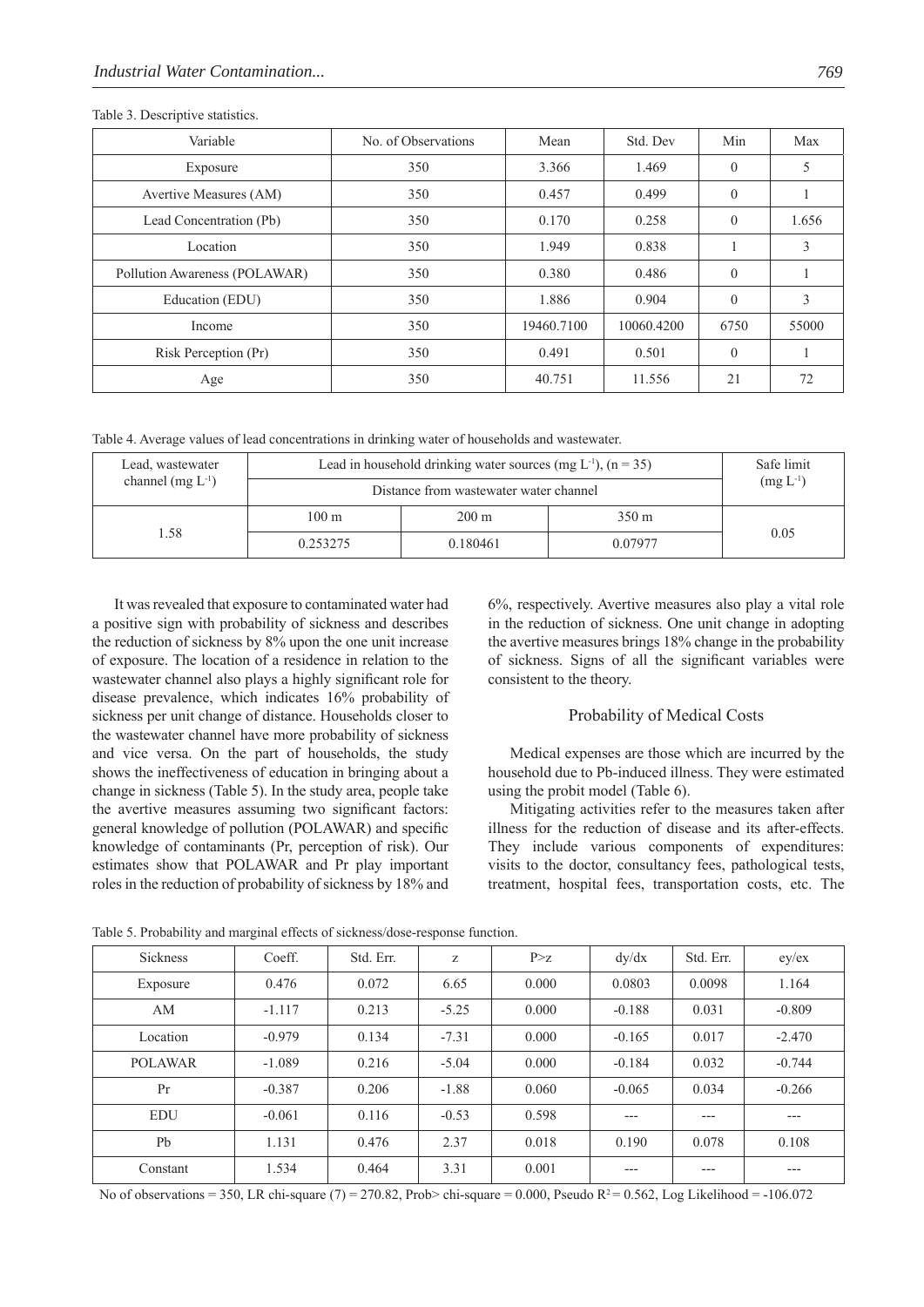Table 3. Descriptive statistics.

| Variable | No. of Observations | Mean | Std. Dev | Min | Max |
|---|---|---|---|---|---|
| Exposure | 350 | 3.366 | 1.469 | 0 | 5 |
| Avertive Measures (AM) | 350 | 0.457 | 0.499 | 0 | 1 |
| Lead Concentration (Pb) | 350 | 0.170 | 0.258 | 0 | 1.656 |
| Location | 350 | 1.949 | 0.838 | 1 | 3 |
| Pollution Awareness (POLAWAR) | 350 | 0.380 | 0.486 | 0 | 1 |
| Education (EDU) | 350 | 1.886 | 0.904 | 0 | 3 |
| Income | 350 | 19460.7100 | 10060.4200 | 6750 | 55000 |
| Risk Perception (Pr) | 350 | 0.491 | 0.501 | 0 | 1 |
| Age | 350 | 40.751 | 11.556 | 21 | 72 |

Table 4. Average values of lead concentrations in drinking water of households and wastewater.

| Lead, wastewater channel (mg $L^{-1}$) | Lead in household drinking water sources (mg $L^{-1}$), (n = 35) | | | Safe limit (mg $L^{-1}$) |
|---|---|---|---|---|
| | Distance from wastewater water channel | | | |
| | 100 m | 200 m | 350 m | |
| 1.58 | 0.253275 | 0.180461 | 0.07977 | 0.05 |

It was revealed that exposure to contaminated water had a positive sign with probability of sickness and describes the reduction of sickness by 8% upon the one unit increase of exposure. The location of a residence in relation to the wastewater channel also plays a highly significant role for disease prevalence, which indicates 16% probability of sickness per unit change of distance. Households closer to the wastewater channel have more probability of sickness and vice versa. On the part of households, the study shows the ineffectiveness of education in bringing about a change in sickness (Table 5). In the study area, people take the avertive measures assuming two significant factors: general knowledge of pollution (POLAWAR) and specific knowledge of contaminants (Pr, perception of risk). Our estimates show that POLAWAR and Pr play important roles in the reduction of probability of sickness by 18% and 6%, respectively. Avertive measures also play a vital role in the reduction of sickness. One unit change in adopting the avertive measures brings 18% change in the probability of sickness. Signs of all the significant variables were consistent to the theory.

## Probability of Medical Costs

Medical expenses are those which are incurred by the household due to Pb-induced illness. They were estimated using the probit model (Table 6).

Mitigating activities refer to the measures taken after illness for the reduction of disease and its after-effects. They include various components of expenditures: visits to the doctor, consultancy fees, pathological tests, treatment, hospital fees, transportation costs, etc. The

Table 5. Probability and marginal effects of sickness/dose-response function.

| Sickness | Coeff. | Std. Err. | z | P>z | dy/dx | Std. Err. | ey/ex |
|---|---|---|---|---|---|---|---|
| Exposure | 0.476 | 0.072 | 6.65 | 0.000 | 0.0803 | 0.0098 | 1.164 |
| AM | -1.117 | 0.213 | -5.25 | 0.000 | -0.188 | 0.031 | -0.809 |
| Location | -0.979 | 0.134 | -7.31 | 0.000 | -0.165 | 0.017 | -2.470 |
| POLAWAR | -1.089 | 0.216 | -5.04 | 0.000 | -0.184 | 0.032 | -0.744 |
| Pr | -0.387 | 0.206 | -1.88 | 0.060 | -0.065 | 0.034 | -0.266 |
| EDU | -0.061 | 0.116 | -0.53 | 0.598 | --- | --- | --- |
| Pb | 1.131 | 0.476 | 2.37 | 0.018 | 0.190 | 0.078 | 0.108 |
| Constant | 1.534 | 0.464 | 3.31 | 0.001 | --- | --- | --- |

No of observations = 350, LR chi-square (7) = 270.82, Prob> chi-square = 0.000, Pseudo $R^2$ = 0.562, Log Likelihood = -106.072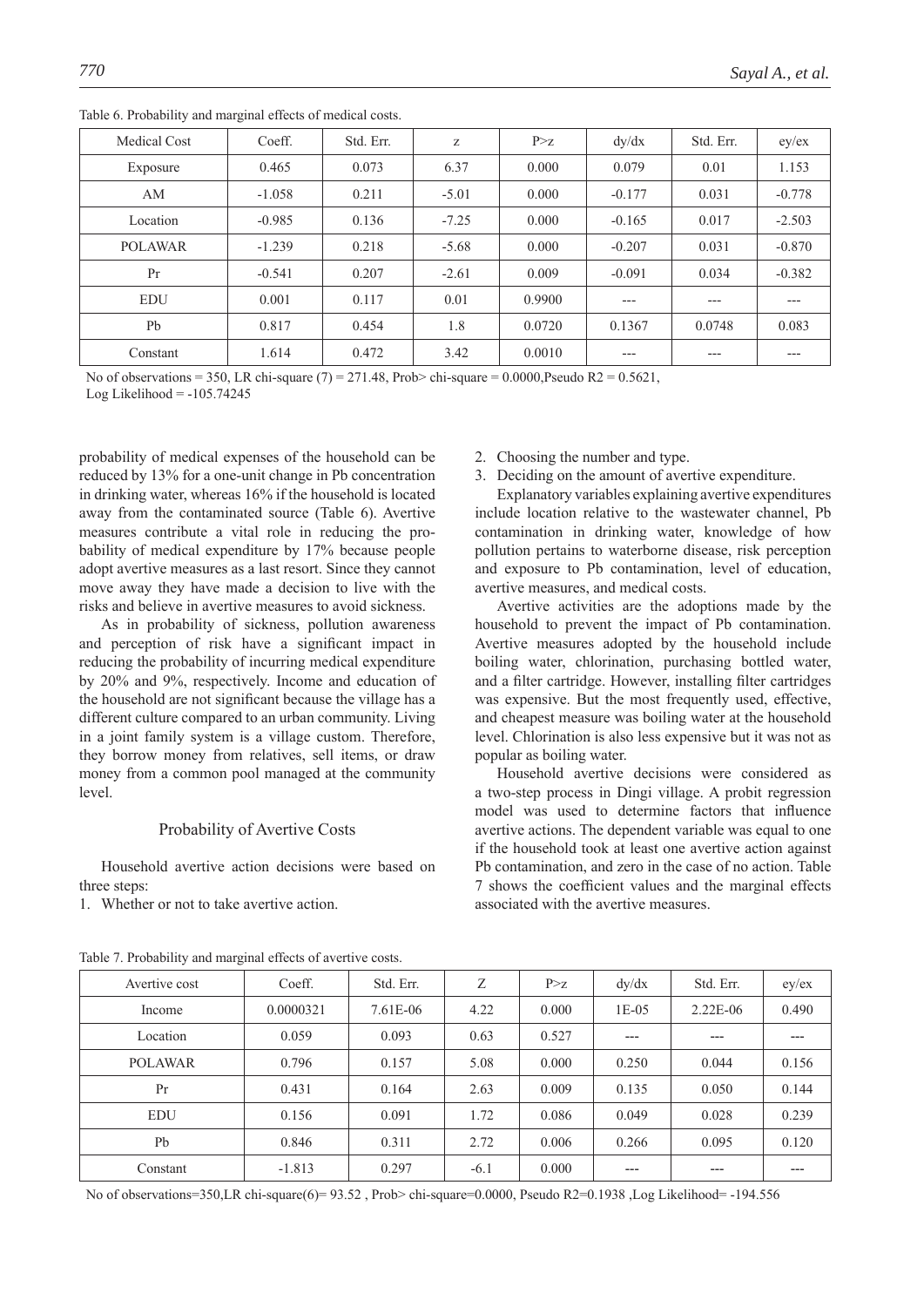Table 6. Probability and marginal effects of medical costs.

| Medical Cost | Coeff. | Std. Err. | z | P>z | dy/dx | Std. Err. | ey/ex |
|---|---|---|---|---|---|---|---|
| Exposure | 0.465 | 0.073 | 6.37 | 0.000 | 0.079 | 0.01 | 1.153 |
| AM | -1.058 | 0.211 | -5.01 | 0.000 | -0.177 | 0.031 | -0.778 |
| Location | -0.985 | 0.136 | -7.25 | 0.000 | -0.165 | 0.017 | -2.503 |
| POLAWAR | -1.239 | 0.218 | -5.68 | 0.000 | -0.207 | 0.031 | -0.870 |
| Pr | -0.541 | 0.207 | -2.61 | 0.009 | -0.091 | 0.034 | -0.382 |
| EDU | 0.001 | 0.117 | 0.01 | 0.9900 | --- | --- | --- |
| Pb | 0.817 | 0.454 | 1.8 | 0.0720 | 0.1367 | 0.0748 | 0.083 |
| Constant | 1.614 | 0.472 | 3.42 | 0.0010 | --- | --- | --- |

No of observations = 350, LR chi-square (7) = 271.48, Prob> chi-square = 0.0000,Pseudo R2 = 0.5621,
Log Likelihood = -105.74245

probability of medical expenses of the household can be reduced by 13% for a one-unit change in Pb concentration in drinking water, whereas 16% if the household is located away from the contaminated source (Table 6). Avertive measures contribute a vital role in reducing the probability of medical expenditure by 17% because people adopt avertive measures as a last resort. Since they cannot move away they have made a decision to live with the risks and believe in avertive measures to avoid sickness.

As in probability of sickness, pollution awareness and perception of risk have a significant impact in reducing the probability of incurring medical expenditure by 20% and 9%, respectively. Income and education of the household are not significant because the village has a different culture compared to an urban community. Living in a joint family system is a village custom. Therefore, they borrow money from relatives, sell items, or draw money from a common pool managed at the community level.

## Probability of Avertive Costs

Household avertive action decisions were based on three steps:

1. Whether or not to take avertive action.
2. Choosing the number and type.
3. Deciding on the amount of avertive expenditure.

Explanatory variables explaining avertive expenditures include location relative to the wastewater channel, Pb contamination in drinking water, knowledge of how pollution pertains to waterborne disease, risk perception and exposure to Pb contamination, level of education, avertive measures, and medical costs.

Avertive activities are the adoptions made by the household to prevent the impact of Pb contamination. Avertive measures adopted by the household include boiling water, chlorination, purchasing bottled water, and a filter cartridge. However, installing filter cartridges was expensive. But the most frequently used, effective, and cheapest measure was boiling water at the household level. Chlorination is also less expensive but it was not as popular as boiling water.

Household avertive decisions were considered as a two-step process in Dingi village. A probit regression model was used to determine factors that influence avertive actions. The dependent variable was equal to one if the household took at least one avertive action against Pb contamination, and zero in the case of no action. Table 7 shows the coefficient values and the marginal effects associated with the avertive measures.

Table 7. Probability and marginal effects of avertive costs.

| Avertive cost | Coeff. | Std. Err. | Z | P>z | dy/dx | Std. Err. | ey/ex |
|---|---|---|---|---|---|---|---|
| Income | 0.0000321 | 7.61E-06 | 4.22 | 0.000 | 1E-05 | 2.22E-06 | 0.490 |
| Location | 0.059 | 0.093 | 0.63 | 0.527 | --- | --- | --- |
| POLAWAR | 0.796 | 0.157 | 5.08 | 0.000 | 0.250 | 0.044 | 0.156 |
| Pr | 0.431 | 0.164 | 2.63 | 0.009 | 0.135 | 0.050 | 0.144 |
| EDU | 0.156 | 0.091 | 1.72 | 0.086 | 0.049 | 0.028 | 0.239 |
| Pb | 0.846 | 0.311 | 2.72 | 0.006 | 0.266 | 0.095 | 0.120 |
| Constant | -1.813 | 0.297 | -6.1 | 0.000 | --- | --- | --- |

No of observations=350,LR chi-square(6)= 93.52 , Prob> chi-square=0.0000, Pseudo R2=0.1938 ,Log Likelihood= -194.556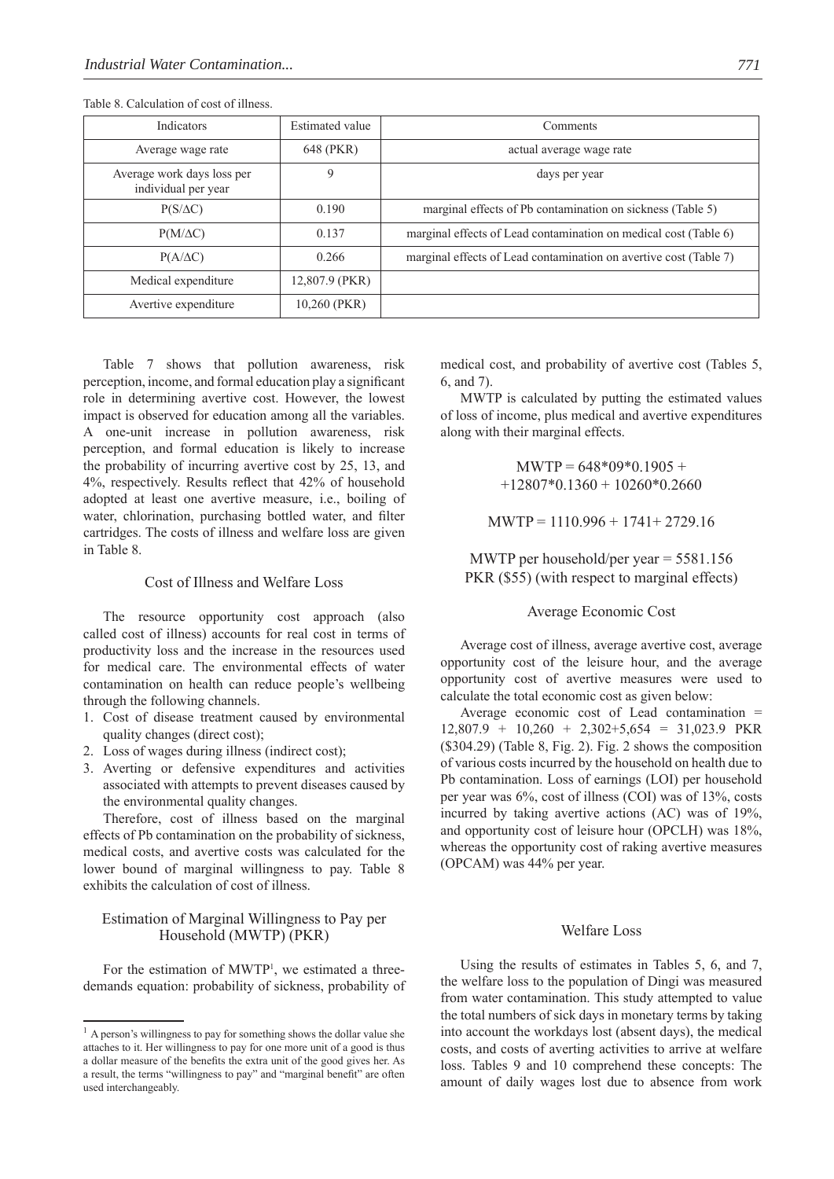Table 8. Calculation of cost of illness.

| Indicators | Estimated value | Comments |
|---|---|---|
| Average wage rate | 648 (PKR) | actual average wage rate |
| Average work days loss per individual per year | 9 | days per year |
| P(S/ΔC) | 0.190 | marginal effects of Pb contamination on sickness (Table 5) |
| P(M/ΔC) | 0.137 | marginal effects of Lead contamination on medical cost (Table 6) |
| P(A/ΔC) | 0.266 | marginal effects of Lead contamination on avertive cost (Table 7) |
| Medical expenditure | 12,807.9 (PKR) | |
| Avertive expenditure | 10,260 (PKR) | |

Table 7 shows that pollution awareness, risk perception, income, and formal education play a significant role in determining avertive cost. However, the lowest impact is observed for education among all the variables. A one-unit increase in pollution awareness, risk perception, and formal education is likely to increase the probability of incurring avertive cost by 25, 13, and 4%, respectively. Results reflect that 42% of household adopted at least one avertive measure, i.e., boiling of water, chlorination, purchasing bottled water, and filter cartridges. The costs of illness and welfare loss are given in Table 8.

## Cost of Illness and Welfare Loss

The resource opportunity cost approach (also called cost of illness) accounts for real cost in terms of productivity loss and the increase in the resources used for medical care. The environmental effects of water contamination on health can reduce people's wellbeing through the following channels.

1. Cost of disease treatment caused by environmental quality changes (direct cost);
2. Loss of wages during illness (indirect cost);
3. Averting or defensive expenditures and activities associated with attempts to prevent diseases caused by the environmental quality changes.

Therefore, cost of illness based on the marginal effects of Pb contamination on the probability of sickness, medical costs, and avertive costs was calculated for the lower bound of marginal willingness to pay. Table 8 exhibits the calculation of cost of illness.

## Estimation of Marginal Willingness to Pay per Household (MWTP) (PKR)

For the estimation of MWTP[1], we estimated a three-demands equation: probability of sickness, probability of medical cost, and probability of avertive cost (Tables 5, 6, and 7).

MWTP is calculated by putting the estimated values of loss of income, plus medical and avertive expenditures along with their marginal effects.

$$\text{MWTP} = 648*09*0.1905 + +12807*0.1360 + 10260*0.2660$$

$$\text{MWTP} = 1110.996 + 1741 + 2729.16$$

MWTP per household/per year = 5581.156 PKR ($55) (with respect to marginal effects)

## Average Economic Cost

Average cost of illness, average avertive cost, average opportunity cost of the leisure hour, and the average opportunity cost of avertive measures were used to calculate the total economic cost as given below:

Average economic cost of Lead contamination = 12,807.9 + 10,260 + 2,302+5,654 = 31,023.9 PKR ($304.29) (Table 8, Fig. 2). Fig. 2 shows the composition of various costs incurred by the household on health due to Pb contamination. Loss of earnings (LOI) per household per year was 6%, cost of illness (COI) was of 13%, costs incurred by taking avertive actions (AC) was of 19%, and opportunity cost of leisure hour (OPCLH) was 18%, whereas the opportunity cost of raking avertive measures (OPCAM) was 44% per year.

## Welfare Loss

Using the results of estimates in Tables 5, 6, and 7, the welfare loss to the population of Dingi was measured from water contamination. This study attempted to value the total numbers of sick days in monetary terms by taking into account the workdays lost (absent days), the medical costs, and costs of averting activities to arrive at welfare loss. Tables 9 and 10 comprehend these concepts: The amount of daily wages lost due to absence from work

[1] A person's willingness to pay for something shows the dollar value she attaches to it. Her willingness to pay for one more unit of a good is thus a dollar measure of the benefits the extra unit of the good gives her. As a result, the terms "willingness to pay" and "marginal benefit" are often used interchangeably.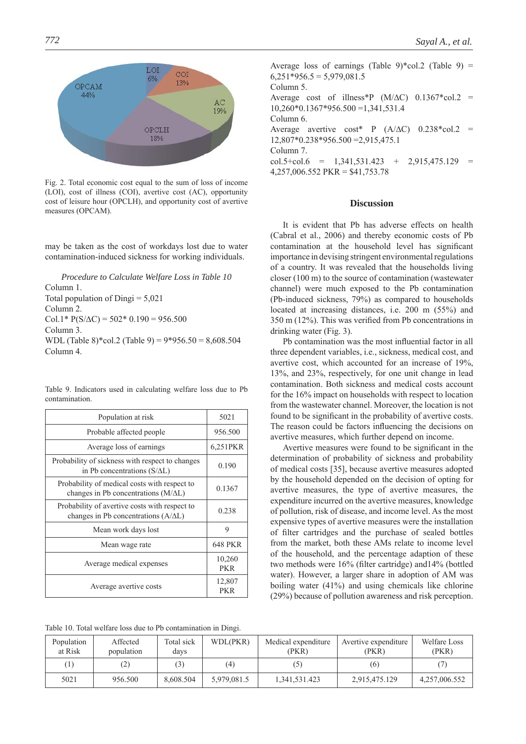Fig. 2. Total economic cost equal to the sum of loss of income (LOI), cost of illness (COI), avertive cost (AC), opportunity cost of leisure hour (OPCLH), and opportunity cost of avertive measures (OPCAM).

may be taken as the cost of workdays lost due to water contamination-induced sickness for working individuals.

*Procedure to Calculate Welfare Loss in Table 10*

Column 1.
Total population of Dingi = 5,021
Column 2.
Col.1* P(S/ΔC) = 502* 0.190 = 956.500
Column 3.
WDL (Table 8)*col.2 (Table 9) = 9*956.50 = 8,608.504
Column 4.
Average loss of earnings (Table 9)*col.2 (Table 9) = 6,251*956.5 = 5,979,081.5
Column 5.
Average cost of illness*P (M/ΔC) 0.1367*col.2 = 10,260*0.1367*956.500 =1,341,531.4
Column 6.
Average avertive cost* P (A/ΔC) 0.238*col.2 = 12,807*0.238*956.500 =2,915,475.1
Column 7.
col.5+col.6 = 1,341,531.423 + 2,915,475.129 = 4,257,006.552 PKR = $41,753.78

Table 9. Indicators used in calculating welfare loss due to Pb contamination.

| | |
|---|---|
| Population at risk | 5021 |
| Probable affected people | 956.500 |
| Average loss of earnings | 6,251PKR |
| Probability of sickness with respect to changes in Pb concentrations (S/ΔL) | 0.190 |
| Probability of medical costs with respect to changes in Pb concentrations (M/ΔL) | 0.1367 |
| Probability of avertive costs with respect to changes in Pb concentrations (A/ΔL) | 0.238 |
| Mean work days lost | 9 |
| Mean wage rate | 648 PKR |
| Average medical expenses | 10,260 PKR |
| Average avertive costs | 12,807 PKR |

## Discussion

It is evident that Pb has adverse effects on health (Cabral et al., 2006) and thereby economic costs of Pb contamination at the household level has significant importance in devising stringent environmental regulations of a country. It was revealed that the households living closer (100 m) to the source of contamination (wastewater channel) were much exposed to the Pb contamination (Pb-induced sickness, 79%) as compared to households located at increasing distances, i.e. 200 m (55%) and 350 m (12%). This was verified from Pb concentrations in drinking water (Fig. 3).

Pb contamination was the most influential factor in all three dependent variables, i.e., sickness, medical cost, and avertive cost, which accounted for an increase of 19%, 13%, and 23%, respectively, for one unit change in lead contamination. Both sickness and medical costs account for the 16% impact on households with respect to location from the wastewater channel. Moreover, the location is not found to be significant in the probability of avertive costs. The reason could be factors influencing the decisions on avertive measures, which further depend on income.

Avertive measures were found to be significant in the determination of probability of sickness and probability of medical costs [35], because avertive measures adopted by the household depended on the decision of opting for avertive measures, the type of avertive measures, the expenditure incurred on the avertive measures, knowledge of pollution, risk of disease, and income level. As the most expensive types of avertive measures were the installation of filter cartridges and the purchase of sealed bottles from the market, both these AMs relate to income level of the household, and the percentage adaption of these two methods were 16% (filter cartridge) and14% (bottled water). However, a larger share in adoption of AM was boiling water (41%) and using chemicals like chlorine (29%) because of pollution awareness and risk perception.

Table 10. Total welfare loss due to Pb contamination in Dingi.

| Population at Risk | Affected population | Total sick days | WDL(PKR) | Medical expenditure (PKR) | Avertive expenditure (PKR) | Welfare Loss (PKR) |
|---|---|---|---|---|---|---|
| (1) | (2) | (3) | (4) | (5) | (6) | (7) |
| 5021 | 956.500 | 8,608.504 | 5,979,081.5 | 1,341,531.423 | 2,915,475.129 | 4,257,006.552 |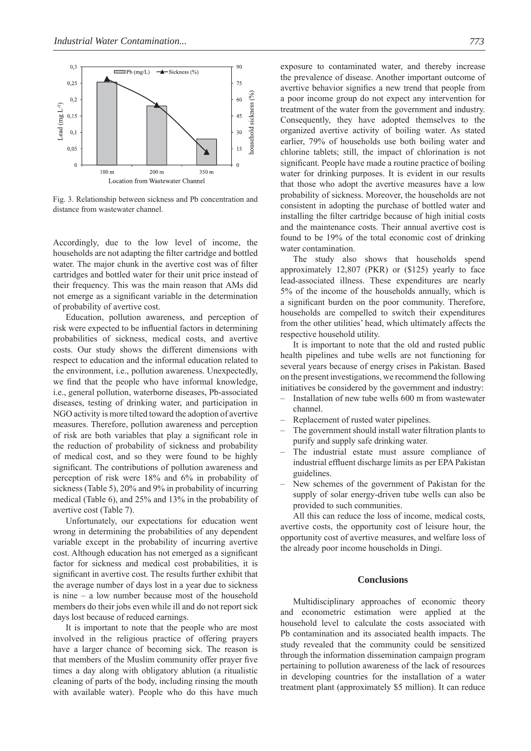Fig. 3. Relationship between sickness and Pb concentration and distance from wastewater channel.

Accordingly, due to the low level of income, the households are not adapting the filter cartridge and bottled water. The major chunk in the avertive cost was of filter cartridges and bottled water for their unit price instead of their frequency. This was the main reason that AMs did not emerge as a significant variable in the determination of probability of avertive cost.

Education, pollution awareness, and perception of risk were expected to be influential factors in determining probabilities of sickness, medical costs, and avertive costs. Our study shows the different dimensions with respect to education and the informal education related to the environment, i.e., pollution awareness. Unexpectedly, we find that the people who have informal knowledge, i.e., general pollution, waterborne diseases, Pb-associated diseases, testing of drinking water, and participation in NGO activity is more tilted toward the adoption of avertive measures. Therefore, pollution awareness and perception of risk are both variables that play a significant role in the reduction of probability of sickness and probability of medical cost, and so they were found to be highly significant. The contributions of pollution awareness and perception of risk were 18% and 6% in probability of sickness (Table 5), 20% and 9% in probability of incurring medical (Table 6), and 25% and 13% in the probability of avertive cost (Table 7).

Unfortunately, our expectations for education went wrong in determining the probabilities of any dependent variable except in the probability of incurring avertive cost. Although education has not emerged as a significant factor for sickness and medical cost probabilities, it is significant in avertive cost. The results further exhibit that the average number of days lost in a year due to sickness is nine – a low number because most of the household members do their jobs even while ill and do not report sick days lost because of reduced earnings.

It is important to note that the people who are most involved in the religious practice of offering prayers have a larger chance of becoming sick. The reason is that members of the Muslim community offer prayer five times a day along with obligatory ablution (a ritualistic cleaning of parts of the body, including rinsing the mouth with available water). People who do this have much exposure to contaminated water, and thereby increase the prevalence of disease. Another important outcome of avertive behavior signifies a new trend that people from a poor income group do not expect any intervention for treatment of the water from the government and industry. Consequently, they have adopted themselves to the organized avertive activity of boiling water. As stated earlier, 79% of households use both boiling water and chlorine tablets; still, the impact of chlorination is not significant. People have made a routine practice of boiling water for drinking purposes. It is evident in our results that those who adopt the avertive measures have a low probability of sickness. Moreover, the households are not consistent in adopting the purchase of bottled water and installing the filter cartridge because of high initial costs and the maintenance costs. Their annual avertive cost is found to be 19% of the total economic cost of drinking water contamination.

The study also shows that households spend approximately 12,807 (PKR) or ($125) yearly to face lead-associated illness. These expenditures are nearly 5% of the income of the households annually, which is a significant burden on the poor community. Therefore, households are compelled to switch their expenditures from the other utilities' head, which ultimately affects the respective household utility.

It is important to note that the old and rusted public health pipelines and tube wells are not functioning for several years because of energy crises in Pakistan. Based on the present investigations, we recommend the following initiatives be considered by the government and industry:

- Installation of new tube wells 600 m from wastewater channel.
- Replacement of rusted water pipelines.
- The government should install water filtration plants to purify and supply safe drinking water.
- The industrial estate must assure compliance of industrial effluent discharge limits as per EPA Pakistan guidelines.
- New schemes of the government of Pakistan for the supply of solar energy-driven tube wells can also be provided to such communities.

All this can reduce the loss of income, medical costs, avertive costs, the opportunity cost of leisure hour, the opportunity cost of avertive measures, and welfare loss of the already poor income households in Dingi.

## Conclusions

Multidisciplinary approaches of economic theory and econometric estimation were applied at the household level to calculate the costs associated with Pb contamination and its associated health impacts. The study revealed that the community could be sensitized through the information dissemination campaign program pertaining to pollution awareness of the lack of resources in developing countries for the installation of a water treatment plant (approximately $5 million). It can reduce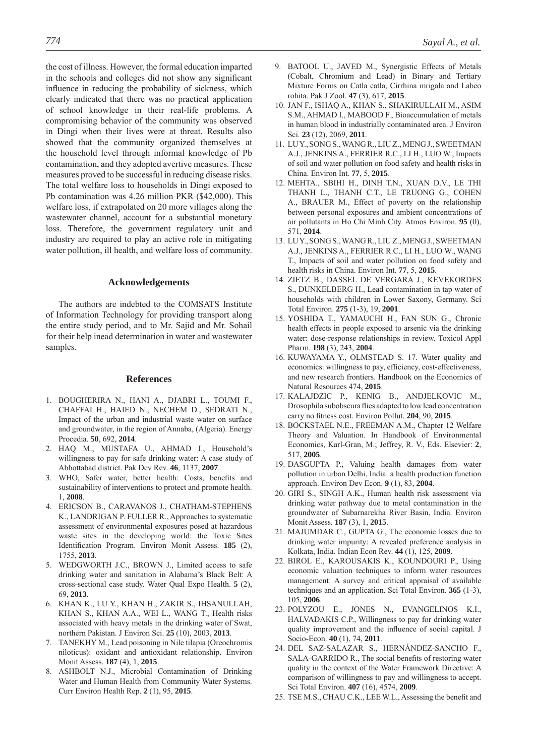the cost of illness. However, the formal education imparted in the schools and colleges did not show any significant influence in reducing the probability of sickness, which clearly indicated that there was no practical application of school knowledge in their real-life problems. A compromising behavior of the community was observed in Dingi when their lives were at threat. Results also showed that the community organized themselves at the household level through informal knowledge of Pb contamination, and they adopted avertive measures. These measures proved to be successful in reducing disease risks. The total welfare loss to households in Dingi exposed to Pb contamination was 4.26 million PKR ($42,000). This welfare loss, if extrapolated on 20 more villages along the wastewater channel, account for a substantial monetary loss. Therefore, the government regulatory unit and industry are required to play an active role in mitigating water pollution, ill health, and welfare loss of community.

## Acknowledgements

The authors are indebted to the COMSATS Institute of Information Technology for providing transport along the entire study period, and to Mr. Sajid and Mr. Sohail for their help inead determination in water and wastewater samples.

## References

1. BOUGHERIRA N., HANI A., DJABRI L., TOUMI F., CHAFFAI H., HAIED N., NECHEM D., SEDRATI N., Impact of the urban and industrial waste water on surface and groundwater, in the region of Annaba, (Algeria). Energy Procedia. **50**, 692, **2014**.
2. HAQ M., MUSTAFA U., AHMAD I., Household's willingness to pay for safe drinking water: A case study of Abbottabad district. Pak Dev Rev. **46**, 1137, **2007**.
3. WHO, Safer water, better health: Costs, benefits and sustainability of interventions to protect and promote health. 1, **2008**.
4. ERICSON B., CARAVANOS J., CHATHAM-STEPHENS K., LANDRIGAN P. FULLER R., Approaches to systematic assessment of environmental exposures posed at hazardous waste sites in the developing world: the Toxic Sites Identification Program. Environ Monit Assess. **185** (2), 1755, **2013**.
5. WEDGWORTH J.C., BROWN J., Limited access to safe drinking water and sanitation in Alabama's Black Belt: A cross-sectional case study. Water Qual Expo Health. **5** (2), 69, **2013**.
6. KHAN K., LU Y., KHAN H., ZAKIR S., IHSANULLAH, KHAN S., KHAN A.A., WEI L., WANG T., Health risks associated with heavy metals in the drinking water of Swat, northern Pakistan. J Environ Sci. **25** (10), 2003, **2013**.
7. TANEKHY M., Lead poisoning in Nile tilapia (Oreochromis niloticus): oxidant and antioxidant relationship. Environ Monit Assess. **187** (4), 1, **2015**.
8. ASHBOLT N.J., Microbial Contamination of Drinking Water and Human Health from Community Water Systems. Curr Environ Health Rep. **2** (1), 95, **2015**.
9. BATOOL U., JAVED M., Synergistic Effects of Metals (Cobalt, Chromium and Lead) in Binary and Tertiary Mixture Forms on Catla catla, Cirrhina mrigala and Labeo rohita. Pak J Zool. **47** (3), 617, **2015**.
10. JAN F., ISHAQ A., KHAN S., SHAKIRULLAH M., ASIM S.M., AHMAD I., MABOOD F., Bioaccumulation of metals in human blood in industrially contaminated area. J Environ Sci. **23** (12), 2069, **2011**.
11. LU Y., SONG S., WANG R., LIU Z., MENG J., SWEETMAN A.J., JENKINS A., FERRIER R.C., LI H., LUO W., Impacts of soil and water pollution on food safety and health risks in China. Environ Int. **77**, 5, **2015**.
12. MEHTA., SBIHI H., DINH T.N., XUAN D.V., LE THI THANH L., THANH C.T., LE TRUONG G., COHEN A., BRAUER M., Effect of poverty on the relationship between personal exposures and ambient concentrations of air pollutants in Ho Chi Minh City. Atmos Environ. **95** (0), 571, **2014**.
13. LU Y., SONG S., WANG R., LIU Z., MENG J., SWEETMAN A.J., JENKINS A., FERRIER R.C., LI H., LUO W., WANG T., Impacts of soil and water pollution on food safety and health risks in China. Environ Int. **77**, 5, **2015**.
14. ZIETZ B., DASSEL DE VERGARA J., KEVEKORDES S., DUNKELBERG H., Lead contamination in tap water of households with children in Lower Saxony, Germany. Sci Total Environ. **275** (1-3), 19, **2001**.
15. YOSHIDA T., YAMAUCHI H., FAN SUN G., Chronic health effects in people exposed to arsenic via the drinking water: dose-response relationships in review. Toxicol Appl Pharm. **198** (3), 243, **2004**.
16. KUWAYAMA Y., OLMSTEAD S. 17. Water quality and economics: willingness to pay, efficiency, cost-effectiveness, and new research frontiers. Handbook on the Economics of Natural Resources 474, **2015**.
17. KALAJDZIC P., KENIG B., ANDJELKOVIC M., Drosophila subobscura flies adapted to low lead concentration carry no fitness cost. Environ Pollut. **204**, 90, **2015**.
18. BOCKSTAEL N.E., FREEMAN A.M., Chapter 12 Welfare Theory and Valuation. In Handbook of Environmental Economics, Karl-Gran, M.; Jeffrey, R. V., Eds. Elsevier: **2**, 517, **2005**.
19. DASGUPTA P., Valuing health damages from water pollution in urban Delhi, India: a health production function approach. Environ Dev Econ. **9** (1), 83, **2004**.
20. GIRI S., SINGH A.K., Human health risk assessment via drinking water pathway due to metal contamination in the groundwater of Subarnarekha River Basin, India. Environ Monit Assess. **187** (3), 1, **2015**.
21. MAJUMDAR C., GUPTA G., The economic losses due to drinking water impurity: A revealed preference analysis in Kolkata, India. Indian Econ Rev. **44** (1), 125, **2009**.
22. BIROL E., KAROUSAKIS K., KOUNDOURI P., Using economic valuation techniques to inform water resources management: A survey and critical appraisal of available techniques and an application. Sci Total Environ. **365** (1-3), 105, **2006**.
23. POLYZOU E., JONES N., EVANGELINOS K.I., HALVADAKIS C.P., Willingness to pay for drinking water quality improvement and the influence of social capital. J Socio-Econ. **40** (1), 74, **2011**.
24. DEL SAZ-SALAZAR S., HERNÁNDEZ-SANCHO F., SALA-GARRIDO R., The social benefits of restoring water quality in the context of the Water Framework Directive: A comparison of willingness to pay and willingness to accept. Sci Total Environ. **407** (16), 4574, **2009**.
25. TSE M.S., CHAU C.K., LEE W.L., Assessing the benefit and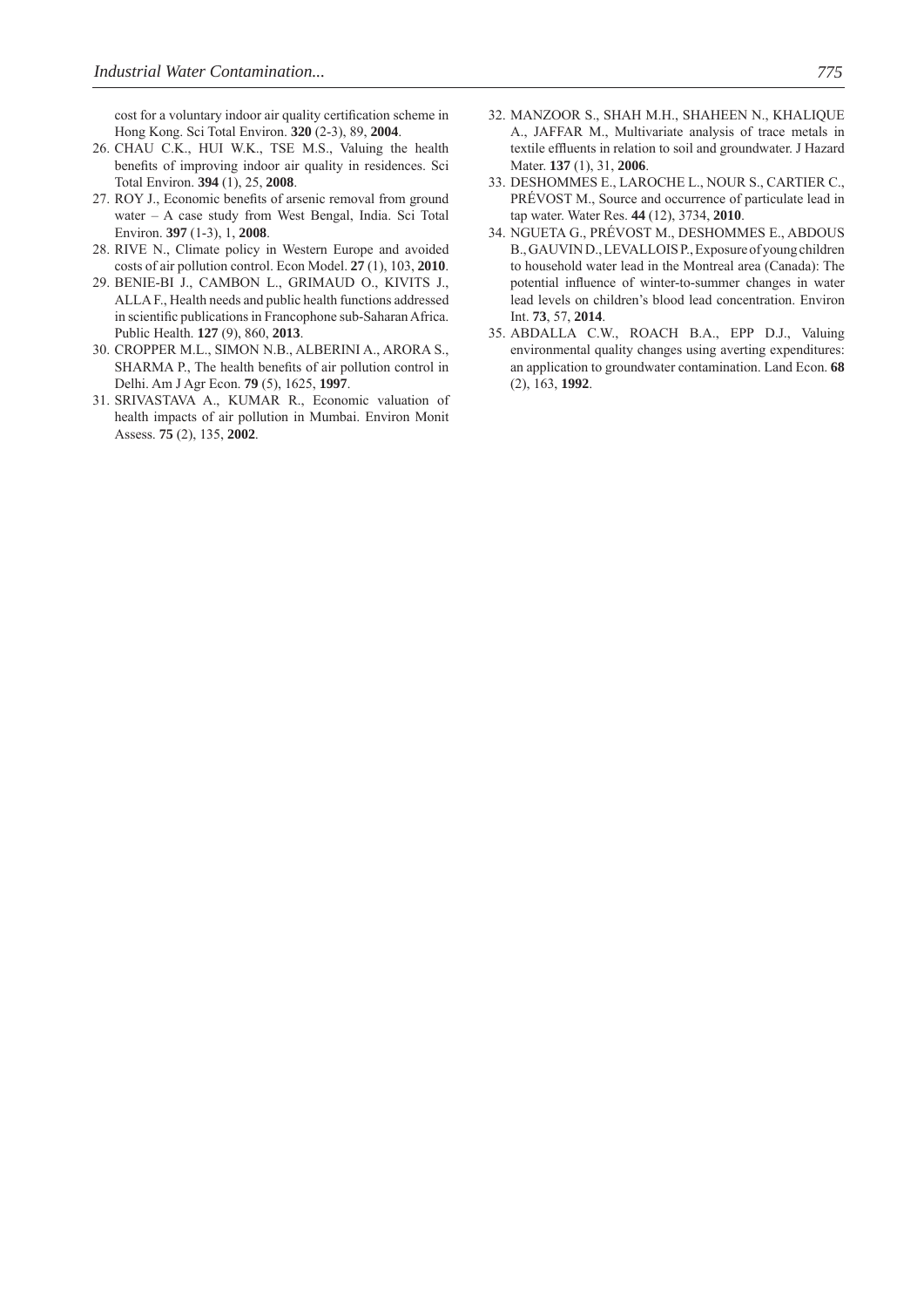cost for a voluntary indoor air quality certification scheme in Hong Kong. Sci Total Environ. **320** (2-3), 89, **2004**.

26. CHAU C.K., HUI W.K., TSE M.S., Valuing the health benefits of improving indoor air quality in residences. Sci Total Environ. **394** (1), 25, **2008**.
27. ROY J., Economic benefits of arsenic removal from ground water – A case study from West Bengal, India. Sci Total Environ. **397** (1-3), 1, **2008**.
28. RIVE N., Climate policy in Western Europe and avoided costs of air pollution control. Econ Model. **27** (1), 103, **2010**.
29. BENIE-BI J., CAMBON L., GRIMAUD O., KIVITS J., ALLA F., Health needs and public health functions addressed in scientific publications in Francophone sub-Saharan Africa. Public Health. **127** (9), 860, **2013**.
30. CROPPER M.L., SIMON N.B., ALBERINI A., ARORA S., SHARMA P., The health benefits of air pollution control in Delhi. Am J Agr Econ. **79** (5), 1625, **1997**.
31. SRIVASTAVA A., KUMAR R., Economic valuation of health impacts of air pollution in Mumbai. Environ Monit Assess. **75** (2), 135, **2002**.
32. MANZOOR S., SHAH M.H., SHAHEEN N., KHALIQUE A., JAFFAR M., Multivariate analysis of trace metals in textile effluents in relation to soil and groundwater. J Hazard Mater. **137** (1), 31, **2006**.
33. DESHOMMES E., LAROCHE L., NOUR S., CARTIER C., PRÉVOST M., Source and occurrence of particulate lead in tap water. Water Res. **44** (12), 3734, **2010**.
34. NGUETA G., PRÉVOST M., DESHOMMES E., ABDOUS B., GAUVIN D., LEVALLOIS P., Exposure of young children to household water lead in the Montreal area (Canada): The potential influence of winter-to-summer changes in water lead levels on children's blood lead concentration. Environ Int. **73**, 57, **2014**.
35. ABDALLA C.W., ROACH B.A., EPP D.J., Valuing environmental quality changes using averting expenditures: an application to groundwater contamination. Land Econ. **68** (2), 163, **1992**.